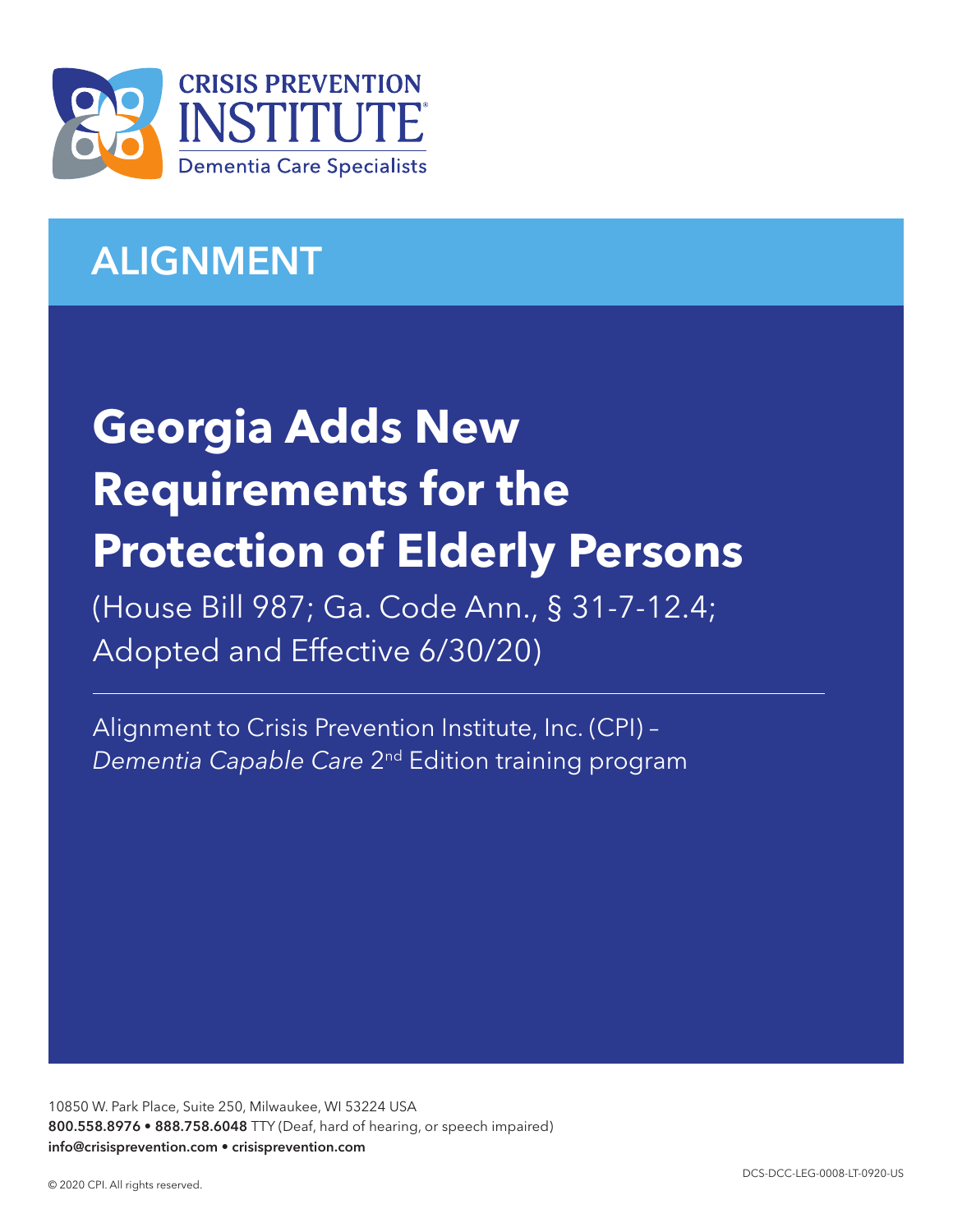CRISIS PREVENTION INSTITUTE

Dementia Care Specialists

## ALIGNMENT

# Georgia Adds New Requirements for the Protection of Elderly Persons

(House Bill 987; Ga. Code Ann., § 31-7-12.4; Adopted and Effective 6/30/20)

Alignment to Crisis Prevention Institute, Inc. (CPI) – *Dementia Capable Care* 2nd Edition training program

10850 W. Park Place, Suite 250, Milwaukee, WI 53224 USA
**800.558.8976 • 888.758.6048** TTY (Deaf, hard of hearing, or speech impaired)
**info@crisisprevention.com • crisisprevention.com**

© 2020 CPI. All rights reserved.

DCS-DCC-LEG-0008-LT-0920-US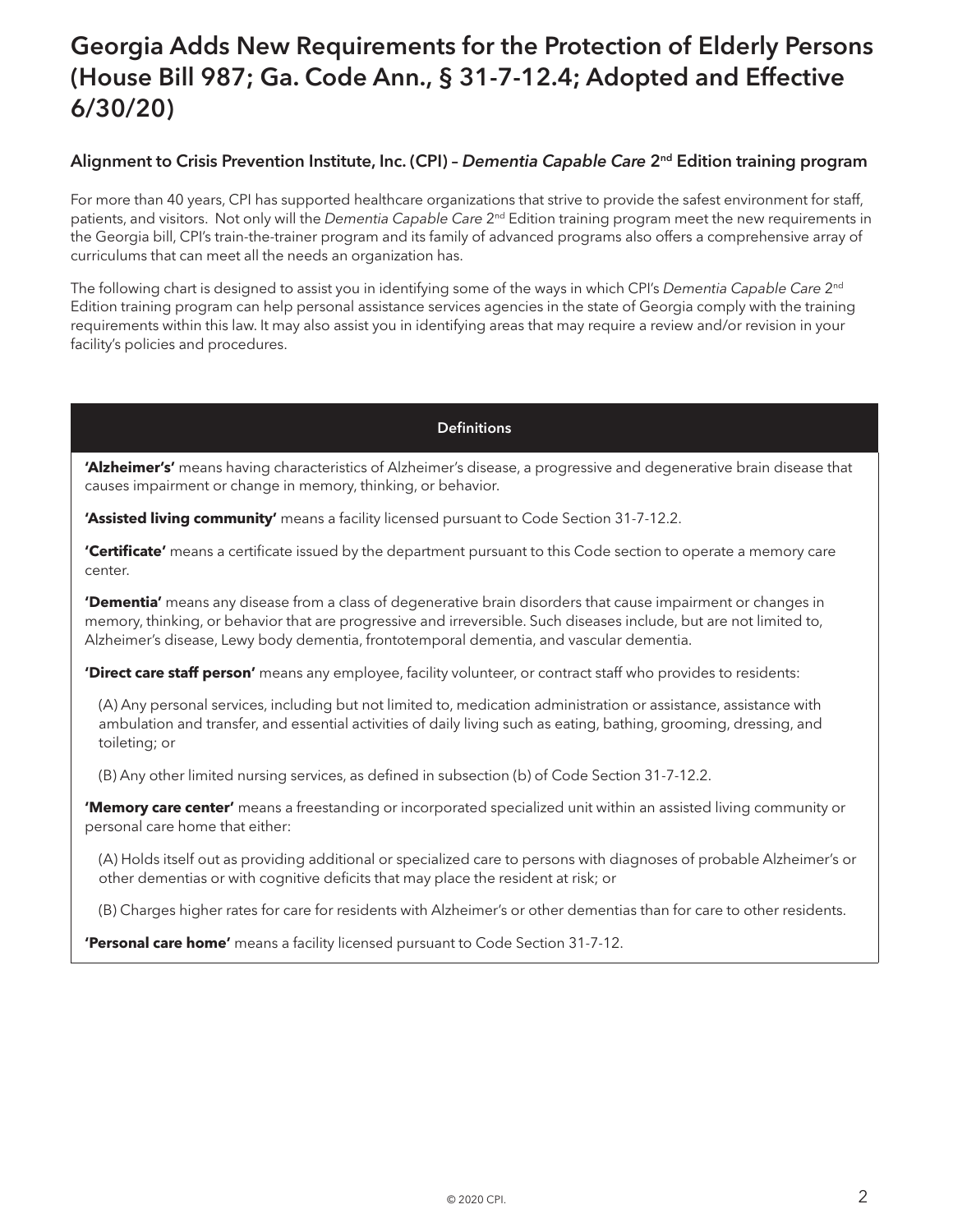# Georgia Adds New Requirements for the Protection of Elderly Persons (House Bill 987; Ga. Code Ann., § 31-7-12.4; Adopted and Effective 6/30/20)

## Alignment to Crisis Prevention Institute, Inc. (CPI) – *Dementia Capable Care* 2nd Edition training program

For more than 40 years, CPI has supported healthcare organizations that strive to provide the safest environment for staff, patients, and visitors. Not only will the *Dementia Capable Care* 2nd Edition training program meet the new requirements in the Georgia bill, CPI's train-the-trainer program and its family of advanced programs also offers a comprehensive array of curriculums that can meet all the needs an organization has.

The following chart is designed to assist you in identifying some of the ways in which CPI's *Dementia Capable Care* 2nd Edition training program can help personal assistance services agencies in the state of Georgia comply with the training requirements within this law. It may also assist you in identifying areas that may require a review and/or revision in your facility's policies and procedures.

| Definitions |
| --- |
| **'Alzheimer's'** means having characteristics of Alzheimer's disease, a progressive and degenerative brain disease that causes impairment or change in memory, thinking, or behavior.<br><br>**'Assisted living community'** means a facility licensed pursuant to Code Section 31-7-12.2.<br><br>**'Certificate'** means a certificate issued by the department pursuant to this Code section to operate a memory care center.<br><br>**'Dementia'** means any disease from a class of degenerative brain disorders that cause impairment or changes in memory, thinking, or behavior that are progressive and irreversible. Such diseases include, but are not limited to, Alzheimer's disease, Lewy body dementia, frontotemporal dementia, and vascular dementia.<br><br>**'Direct care staff person'** means any employee, facility volunteer, or contract staff who provides to residents:<br><br>(A) Any personal services, including but not limited to, medication administration or assistance, assistance with ambulation and transfer, and essential activities of daily living such as eating, bathing, grooming, dressing, and toileting; or<br><br>(B) Any other limited nursing services, as defined in subsection (b) of Code Section 31-7-12.2.<br><br>**'Memory care center'** means a freestanding or incorporated specialized unit within an assisted living community or personal care home that either:<br><br>(A) Holds itself out as providing additional or specialized care to persons with diagnoses of probable Alzheimer's or other dementias or with cognitive deficits that may place the resident at risk; or<br><br>(B) Charges higher rates for care for residents with Alzheimer's or other dementias than for care to other residents.<br><br>**'Personal care home'** means a facility licensed pursuant to Code Section 31-7-12. |

© 2020 CPI.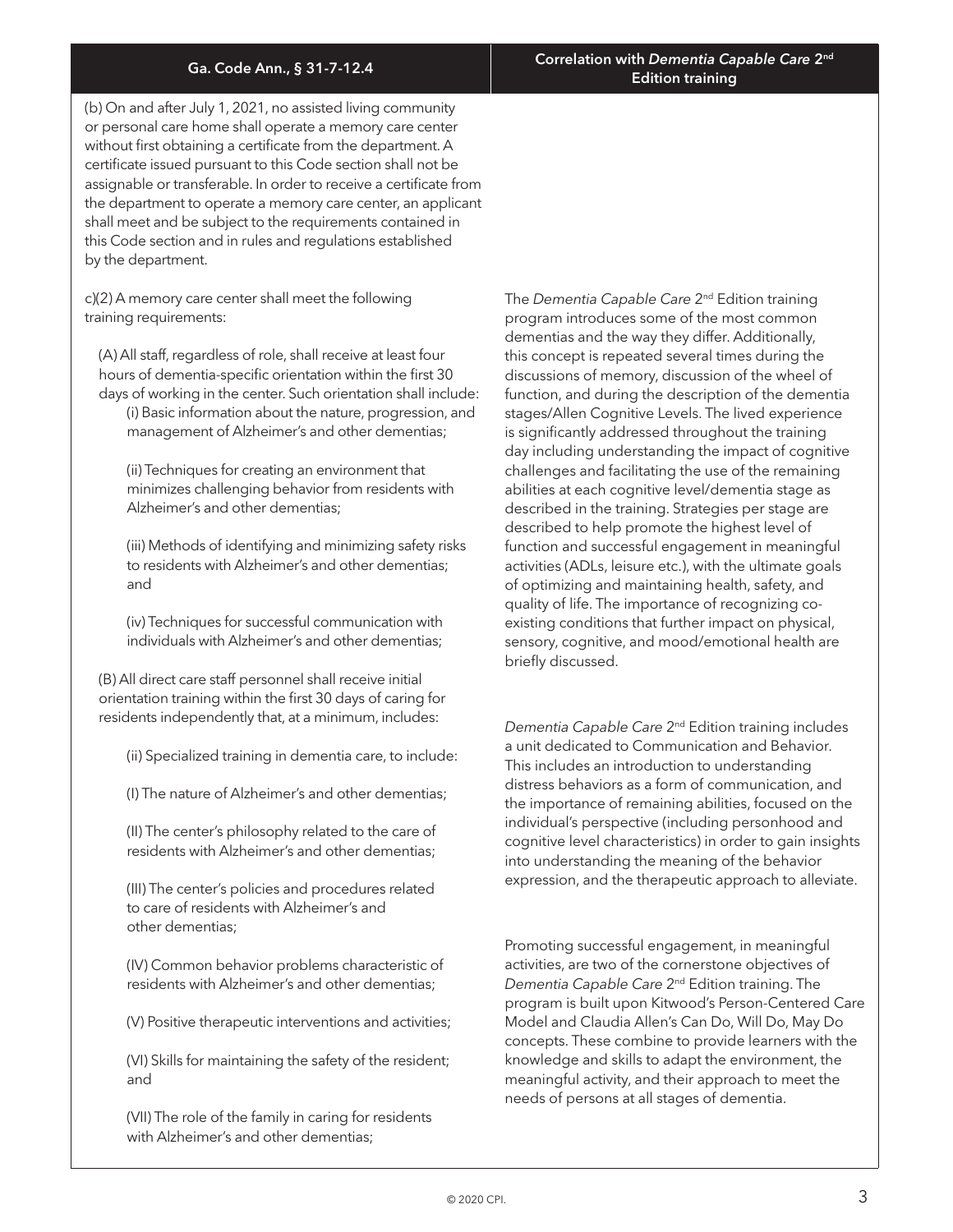| Ga. Code Ann., § 31-7-12.4 | Correlation with *Dementia Capable Care* 2nd Edition training |
| --- | --- |
| (b) On and after July 1, 2021, no assisted living community or personal care home shall operate a memory care center without first obtaining a certificate from the department. A certificate issued pursuant to this Code section shall not be assignable or transferable. In order to receive a certificate from the department to operate a memory care center, an applicant shall meet and be subject to the requirements contained in this Code section and in rules and regulations established by the department. | |
| c)(2) A memory care center shall meet the following training requirements:<br><br>(A) All staff, regardless of role, shall receive at least four hours of dementia-specific orientation within the first 30 days of working in the center. Such orientation shall include:<br>(i) Basic information about the nature, progression, and management of Alzheimer's and other dementias;<br><br>(ii) Techniques for creating an environment that minimizes challenging behavior from residents with Alzheimer's and other dementias;<br><br>(iii) Methods of identifying and minimizing safety risks to residents with Alzheimer's and other dementias; and<br><br>(iv) Techniques for successful communication with individuals with Alzheimer's and other dementias; | The *Dementia Capable Care* 2nd Edition training program introduces some of the most common dementias and the way they differ. Additionally, this concept is repeated several times during the discussions of memory, discussion of the wheel of function, and during the description of the dementia stages/Allen Cognitive Levels. The lived experience is significantly addressed throughout the training day including understanding the impact of cognitive challenges and facilitating the use of the remaining abilities at each cognitive level/dementia stage as described in the training. Strategies per stage are described to help promote the highest level of function and successful engagement in meaningful activities (ADLs, leisure etc.), with the ultimate goals of optimizing and maintaining health, safety, and quality of life. The importance of recognizing co-existing conditions that further impact on physical, sensory, cognitive, and mood/emotional health are briefly discussed. |
| (B) All direct care staff personnel shall receive initial orientation training within the first 30 days of caring for residents independently that, at a minimum, includes:<br><br>(ii) Specialized training in dementia care, to include:<br><br>(I) The nature of Alzheimer's and other dementias;<br><br>(II) The center's philosophy related to the care of residents with Alzheimer's and other dementias;<br><br>(III) The center's policies and procedures related to care of residents with Alzheimer's and other dementias;<br><br>(IV) Common behavior problems characteristic of residents with Alzheimer's and other dementias;<br><br>(V) Positive therapeutic interventions and activities;<br><br>(VI) Skills for maintaining the safety of the resident; and<br><br>(VII) The role of the family in caring for residents with Alzheimer's and other dementias; | *Dementia Capable Care* 2nd Edition training includes a unit dedicated to Communication and Behavior. This includes an introduction to understanding distress behaviors as a form of communication, and the importance of remaining abilities, focused on the individual's perspective (including personhood and cognitive level characteristics) in order to gain insights into understanding the meaning of the behavior expression, and the therapeutic approach to alleviate.<br><br>Promoting successful engagement, in meaningful activities, are two of the cornerstone objectives of *Dementia Capable Care* 2nd Edition training. The program is built upon Kitwood's Person-Centered Care Model and Claudia Allen's Can Do, Will Do, May Do concepts. These combine to provide learners with the knowledge and skills to adapt the environment, the meaningful activity, and their approach to meet the needs of persons at all stages of dementia. |

© 2020 CPI.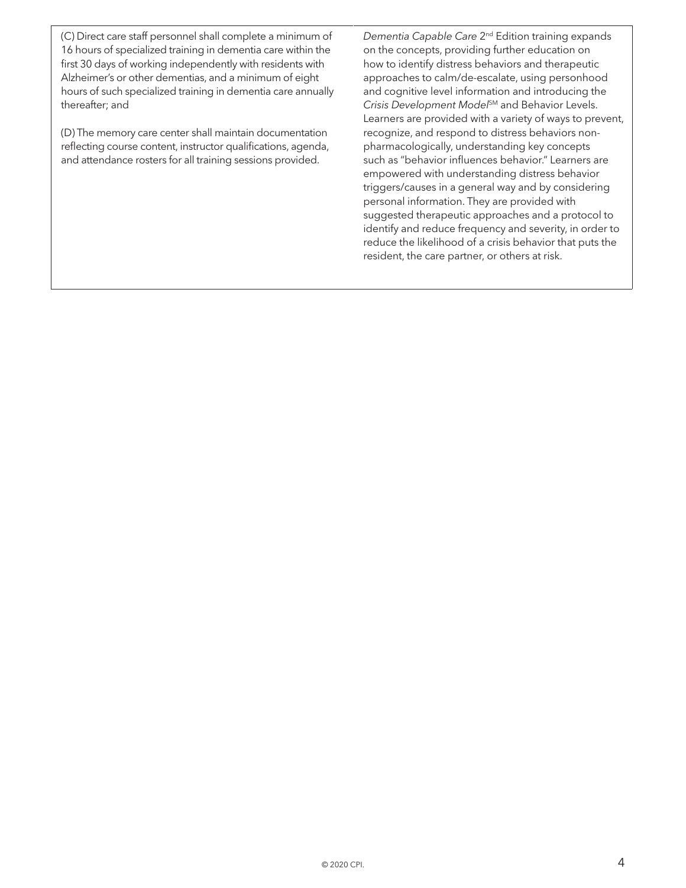| | |
|---|---|
| (C) Direct care staff personnel shall complete a minimum of 16 hours of specialized training in dementia care within the first 30 days of working independently with residents with Alzheimer's or other dementias, and a minimum of eight hours of such specialized training in dementia care annually thereafter; and<br><br>(D) The memory care center shall maintain documentation reflecting course content, instructor qualifications, agenda, and attendance rosters for all training sessions provided. | *Dementia Capable Care* 2nd Edition training expands on the concepts, providing further education on how to identify distress behaviors and therapeutic approaches to calm/de-escalate, using personhood and cognitive level information and introducing the *Crisis Development Model*SM and Behavior Levels. Learners are provided with a variety of ways to prevent, recognize, and respond to distress behaviors non-pharmacologically, understanding key concepts such as "behavior influences behavior." Learners are empowered with understanding distress behavior triggers/causes in a general way and by considering personal information. They are provided with suggested therapeutic approaches and a protocol to identify and reduce frequency and severity, in order to reduce the likelihood of a crisis behavior that puts the resident, the care partner, or others at risk. |

© 2020 CPI.